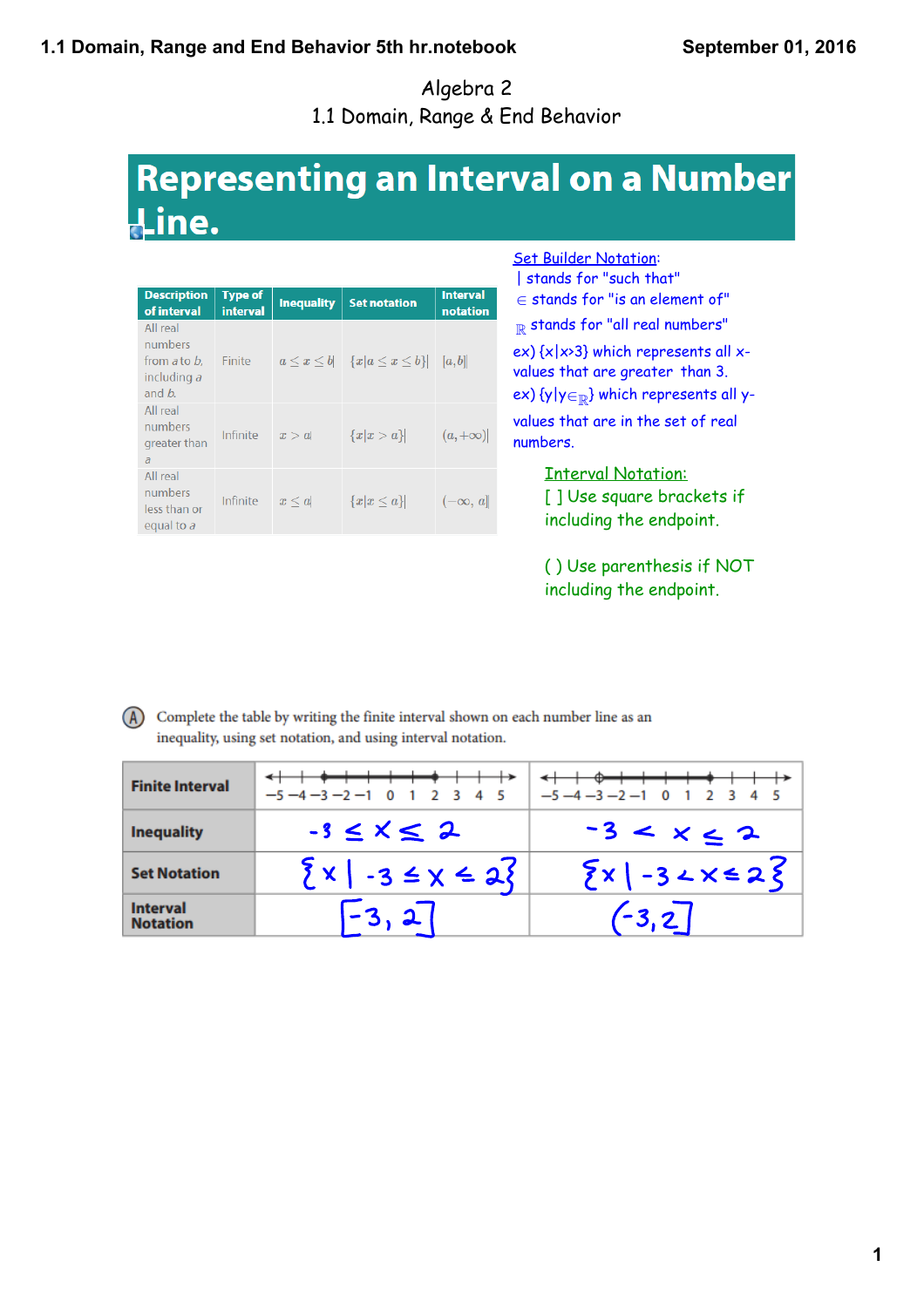Algebra 2

1.1 Domain, Range & End Behavior

# Representing an Interval on a Number Line.

| Description of interval | Type of interval | Inequality | Set notation | Interval notation |
|---|---|---|---|---|
| All real numbers from $a$ to $b$, including $a$ and $b$. | Finite | $a \le x \le b$ | $\{x \mid a \le x \le b\}$ | $[a, b]$ |
| All real numbers greater than $a$ | Infinite | $x > a$ | $\{x \mid x > a\}$ | $(a, +\infty)$ |
| All real numbers less than or equal to $a$ | Infinite | $x \le a$ | $\{x \mid x \le a\}$ | $(-\infty, a]$ |

Set Builder Notation:

| stands for "such that"

$\in$ stands for "is an element of"

$\mathbb{R}$ stands for "all real numbers"

ex) $\{x \mid x > 3\}$ which represents all x-values that are greater than 3.

ex) $\{y \mid y \in \mathbb{R}\}$ which represents all y-values that are in the set of real numbers.

Interval Notation:

[ ] Use square brackets if including the endpoint.

( ) Use parenthesis if NOT including the endpoint.

(A) Complete the table by writing the finite interval shown on each number line as an inequality, using set notation, and using interval notation.

| Finite Interval | Number line from −5 to 5 (closed dots at −3 and 2) | Number line from −5 to 5 (open dot at −3, closed dot at 2) |
|---|---|---|
| Inequality | $-3 \le x \le 2$ | $-3 < x \le 2$ |
| Set Notation | $\{x \mid -3 \le x \le 2\}$ | $\{x \mid -3 < x \le 2\}$ |
| Interval Notation | $[-3, 2]$ | $(-3, 2]$ |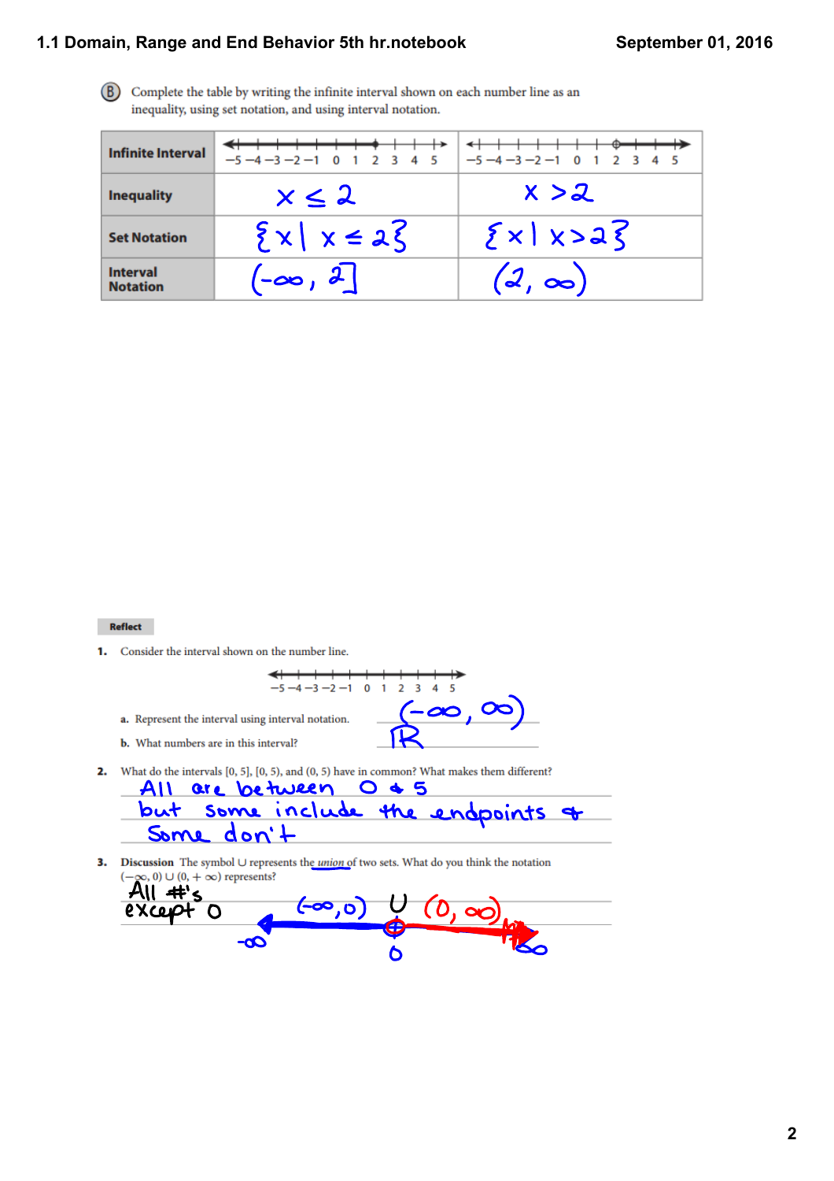B Complete the table by writing the infinite interval shown on each number line as an inequality, using set notation, and using interval notation.

| Infinite Interval | –5 –4 –3 –2 –1 0 1 2 3 4 5 | –5 –4 –3 –2 –1 0 1 2 3 4 5 |
|---|---|---|
| Inequality | $x \leq 2$ | $x > 2$ |
| Set Notation | $\{x \mid x \leq 2\}$ | $\{x \mid x > 2\}$ |
| Interval Notation | $(-\infty, 2]$ | $(2, \infty)$ |

**Reflect**

1. Consider the interval shown on the number line.

   –5 –4 –3 –2 –1 0 1 2 3 4 5

   a. Represent the interval using interval notation. $(-\infty, \infty)$

   b. What numbers are in this interval? $\mathbb{R}$

2. What do the intervals [0, 5], [0, 5), and (0, 5) have in common? What makes them different?

   All are between 0 & 5 but some include the endpoints & some don't

3. **Discussion** The symbol ∪ represents the *union* of two sets. What do you think the notation $(-\infty, 0) \cup (0, +\infty)$ represents?

   All #'s except 0

   $(-\infty, 0) \cup (0, \infty)$

   $-\infty$ 0 $\infty$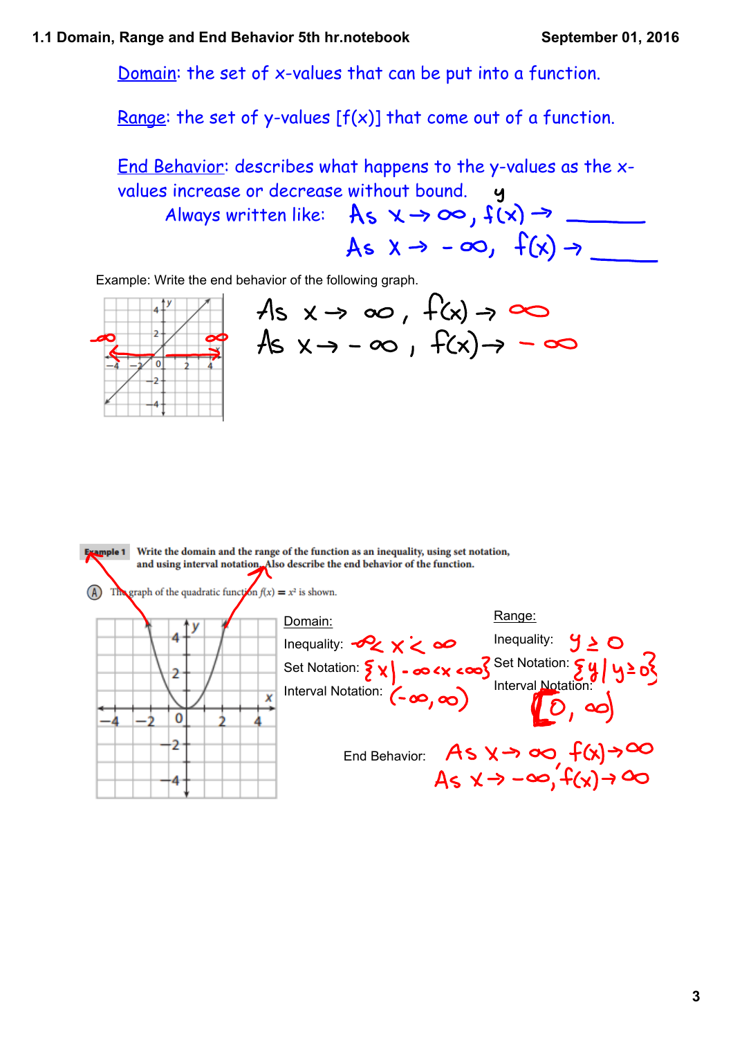Domain: the set of x-values that can be put into a function.

Range: the set of y-values [f(x)] that come out of a function.

End Behavior: describes what happens to the y-values as the x-values increase or decrease without bound.

Always written like: As $x \to \infty$, $f(x) \to$ \_\_\_\_\_\_

As $x \to -\infty$, $f(x) \to$ \_\_\_\_\_\_

Example: Write the end behavior of the following graph.

As $x \to \infty$, $f(x) \to \infty$

As $x \to -\infty$, $f(x) \to -\infty$

**Example 1** Write the domain and the range of the function as an inequality, using set notation, and using interval notation. Also describe the end behavior of the function.

(A) The graph of the quadratic function $f(x) = x^2$ is shown.

**Domain:**

Inequality: $-\infty < x < \infty$

Set Notation: $\{x \mid -\infty < x < \infty\}$

Interval Notation: $(-\infty, \infty)$

**Range:**

Inequality: $y \geq 0$

Set Notation: $\{y \mid y \geq 0\}$

Interval Notation: $[0, \infty)$

End Behavior: As $x \to \infty$, $f(x) \to \infty$

As $x \to -\infty$, $f(x) \to \infty$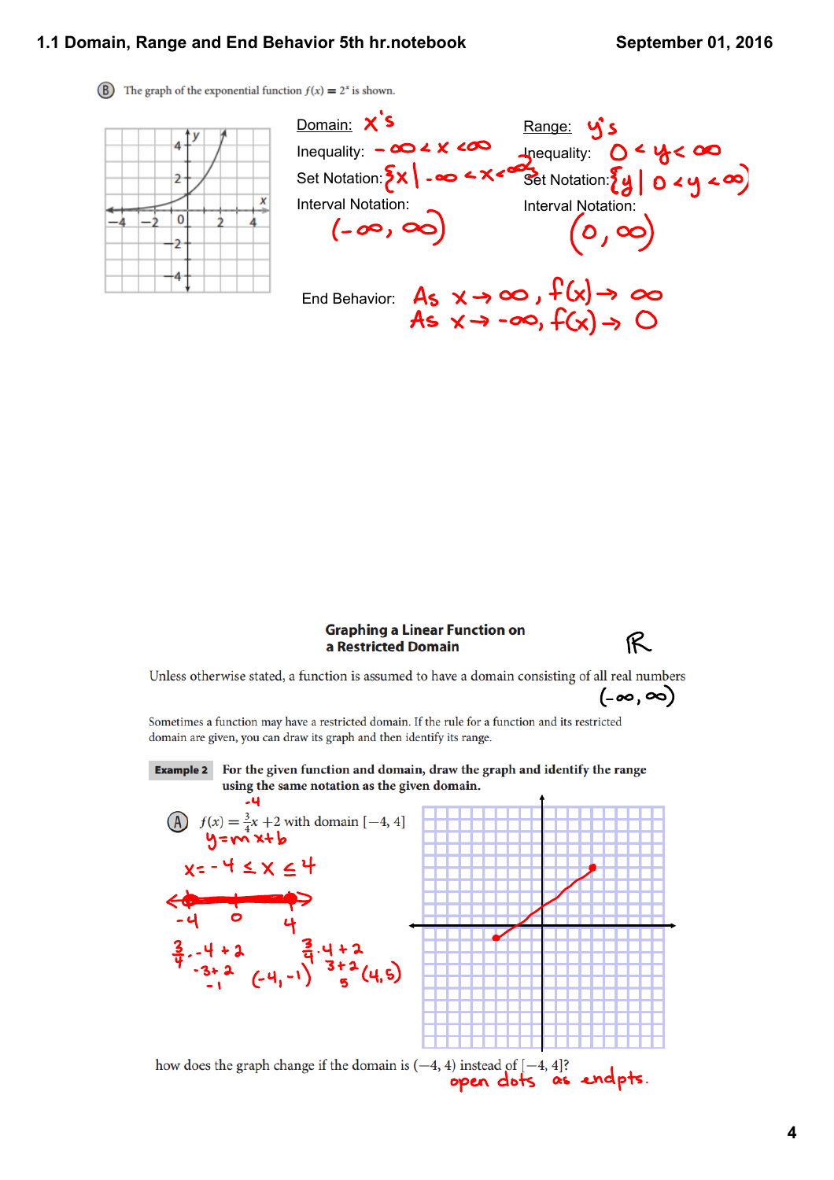Ⓑ The graph of the exponential function $f(x) = 2^x$ is shown.

Domain: x's

Inequality: $-\infty < x < \infty$

Set Notation: $\{x \mid -\infty < x < \infty\}$

Interval Notation: $(-\infty, \infty)$

Range: y's

Inequality: $0 < y < \infty$

Set Notation: $\{y \mid 0 < y < \infty\}$

Interval Notation: $(0, \infty)$

End Behavior: As $x \to \infty$, $f(x) \to \infty$

As $x \to -\infty$, $f(x) \to 0$

## Graphing a Linear Function on a Restricted Domain

$\mathbb{R}$

Unless otherwise stated, a function is assumed to have a domain consisting of all real numbers $(-\infty, \infty)$

Sometimes a function may have a restricted domain. If the rule for a function and its restricted domain are given, you can draw its graph and then identify its range.

**Example 2** **For the given function and domain, draw the graph and identify the range using the same notation as the given domain.**

Ⓐ $f(x) = \frac{3}{4}x + 2$ with domain $[-4, 4]$

$y = mx + b$

$x = -4 \le x \le 4$

$-4 \quad 0 \quad 4$

$\frac{3}{4} \cdot -4 + 2$

$-3 + 2$

$-1$

$(-4, -1)$

$\frac{3}{4} \cdot 4 + 2$

$3 + 2$

$5$

$(4, 5)$

how does the graph change if the domain is $(-4, 4)$ instead of $[-4, 4]$?

open dots as endpts.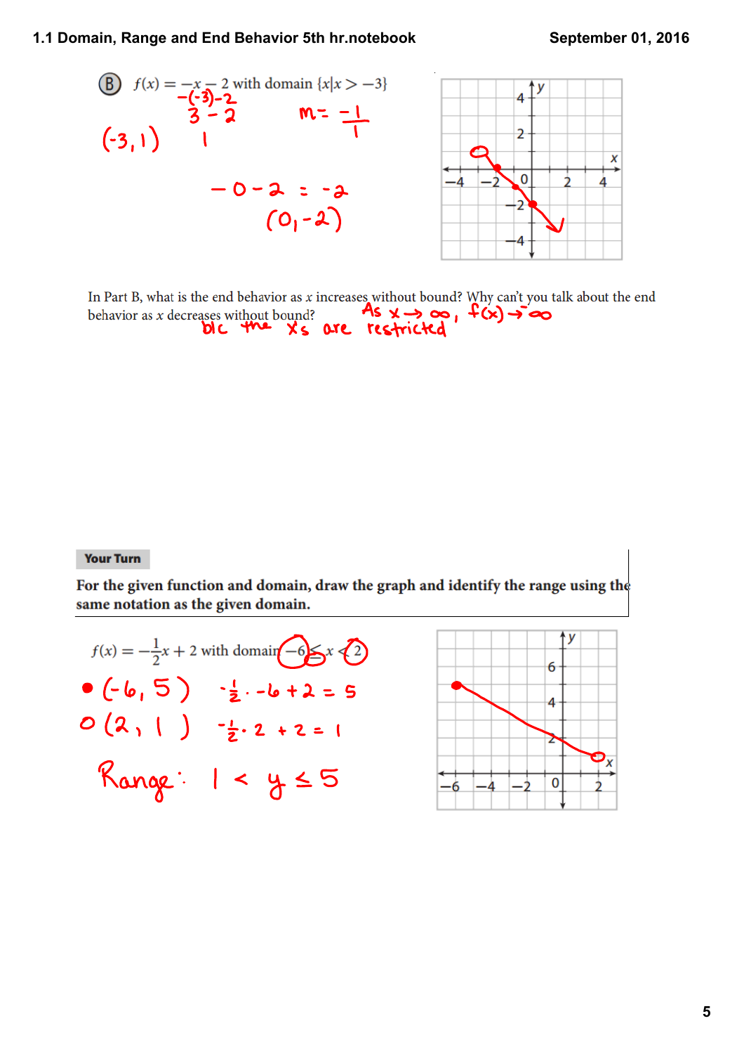(B) $f(x) = -x - 2$ with domain $\{x \mid x > -3\}$

$-(-3)-2$

$3 - 2$

$1$

$(-3, 1)$

$m = \frac{-1}{1}$

$-0 - 2 = -2$

$(0, -2)$

In Part B, what is the end behavior as $x$ increases without bound? Why can't you talk about the end behavior as $x$ decreases without bound?

As $x \to \infty$, $f(x) \to -\infty$

b/c the x's are restricted

**Your Turn**

**For the given function and domain, draw the graph and identify the range using the same notation as the given domain.**

$f(x) = -\frac{1}{2}x + 2$ with domain $-6 \leq x < 2$

• $(-6, 5)$ $\quad -\frac{1}{2} \cdot -6 + 2 = 5$

○ $(2, 1)$ $\quad -\frac{1}{2} \cdot 2 + 2 = 1$

Range: $1 < y \leq 5$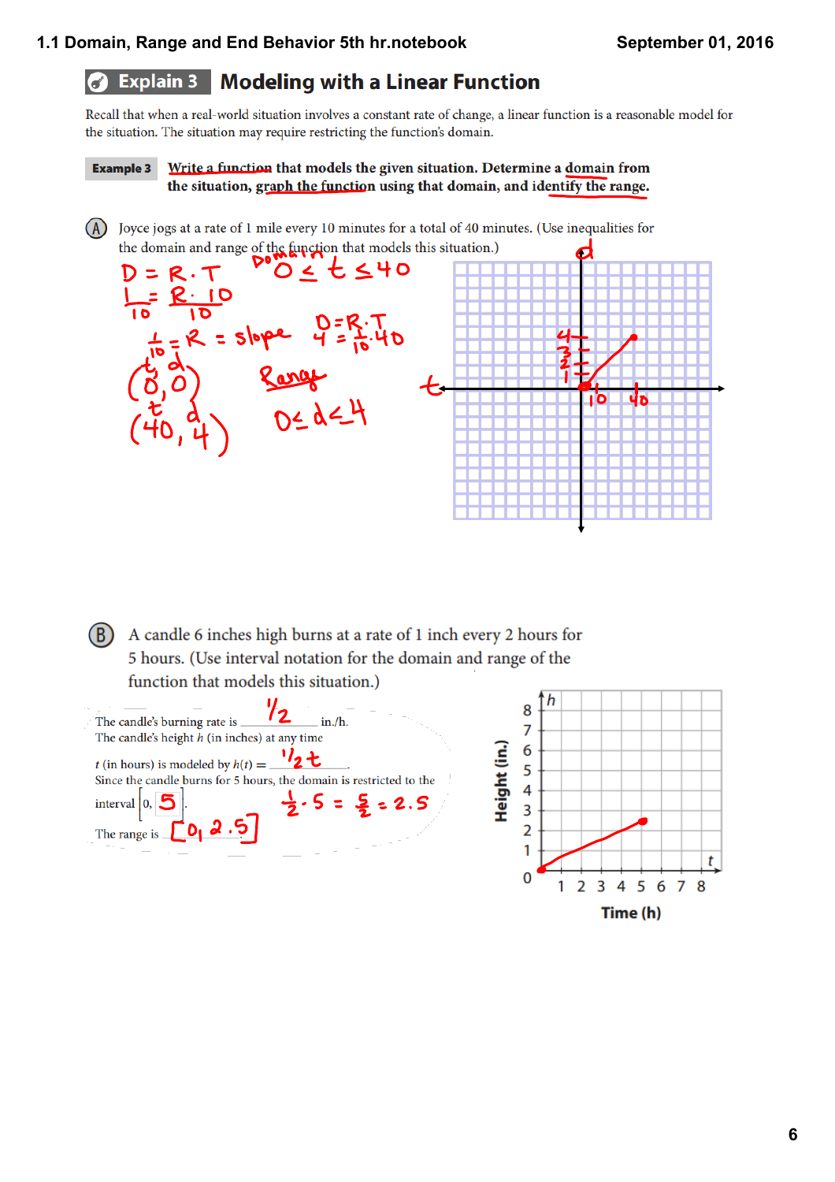## Explain 3 Modeling with a Linear Function

Recall that when a real-world situation involves a constant rate of change, a linear function is a reasonable model for the situation. The situation may require restricting the function's domain.

**Example 3** **Write a function that models the given situation. Determine a domain from the situation, graph the function using that domain, and identify the range.**

(A) Joyce jogs at a rate of 1 mile every 10 minutes for a total of 40 minutes. (Use inequalities for the domain and range of the function that models this situation.)

$D = R \cdot T$

$\frac{1}{10} = \frac{R \cdot 10}{10}$

$\frac{1}{10} = R = \text{slope}$

$(0, 0)$

$(40, 4)$

Domain: $0 \le t \le 40$

$D = R \cdot T$

$4 = \frac{1}{10} \cdot 40$

Range

$0 \le d \le 4$

(B) A candle 6 inches high burns at a rate of 1 inch every 2 hours for 5 hours. (Use interval notation for the domain and range of the function that models this situation.)

The candle's burning rate is $\frac{1}{2}$ in./h.

The candle's height $h$ (in inches) at any time $t$ (in hours) is modeled by $h(t) = \frac{1}{2}t$.

Since the candle burns for 5 hours, the domain is restricted to the interval $[0, 5]$.

$\frac{1}{2} \cdot 5 = \frac{5}{2} = 2.5$

The range is $[0, 2.5]$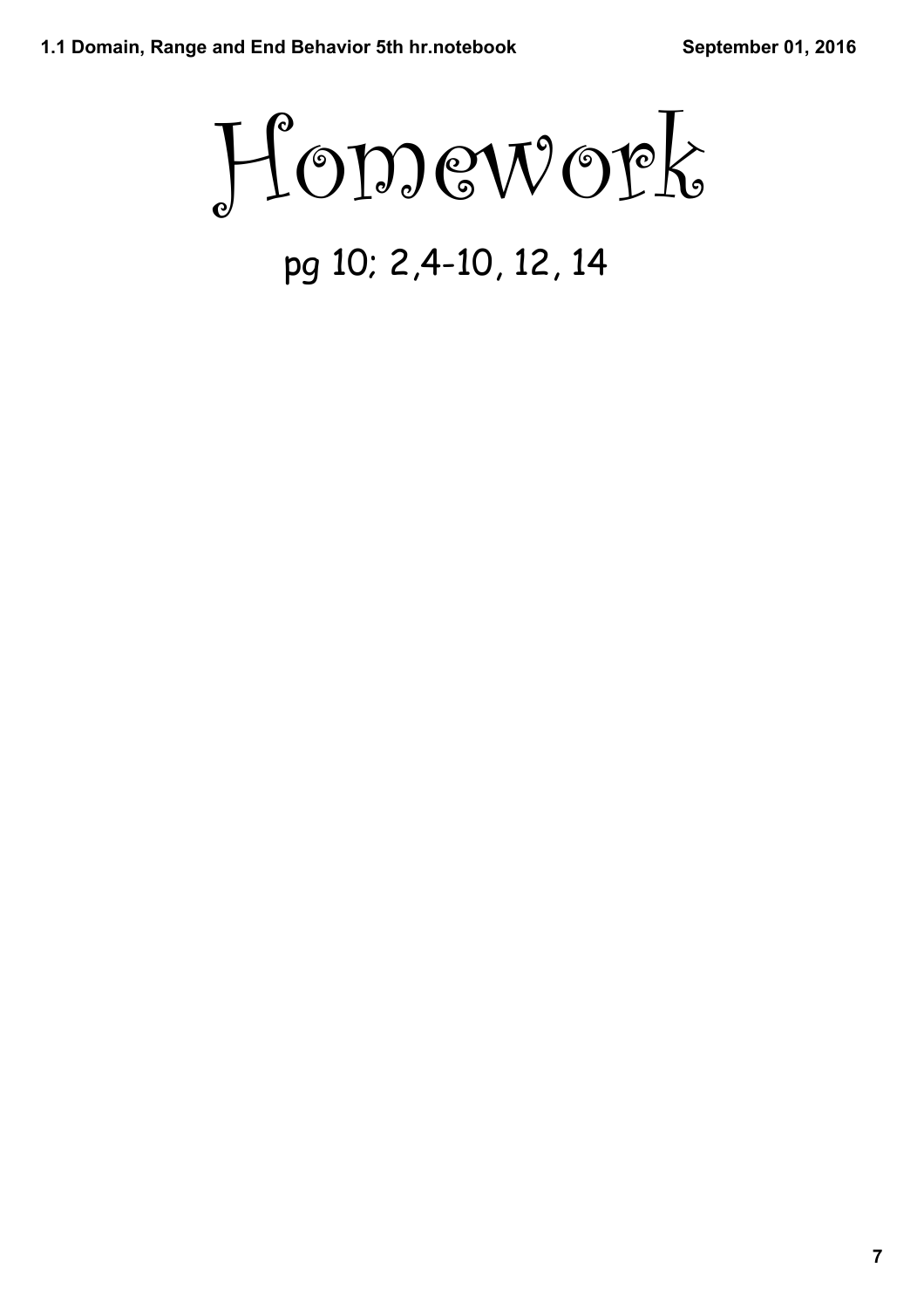# Homework

pg 10; 2,4-10, 12, 14